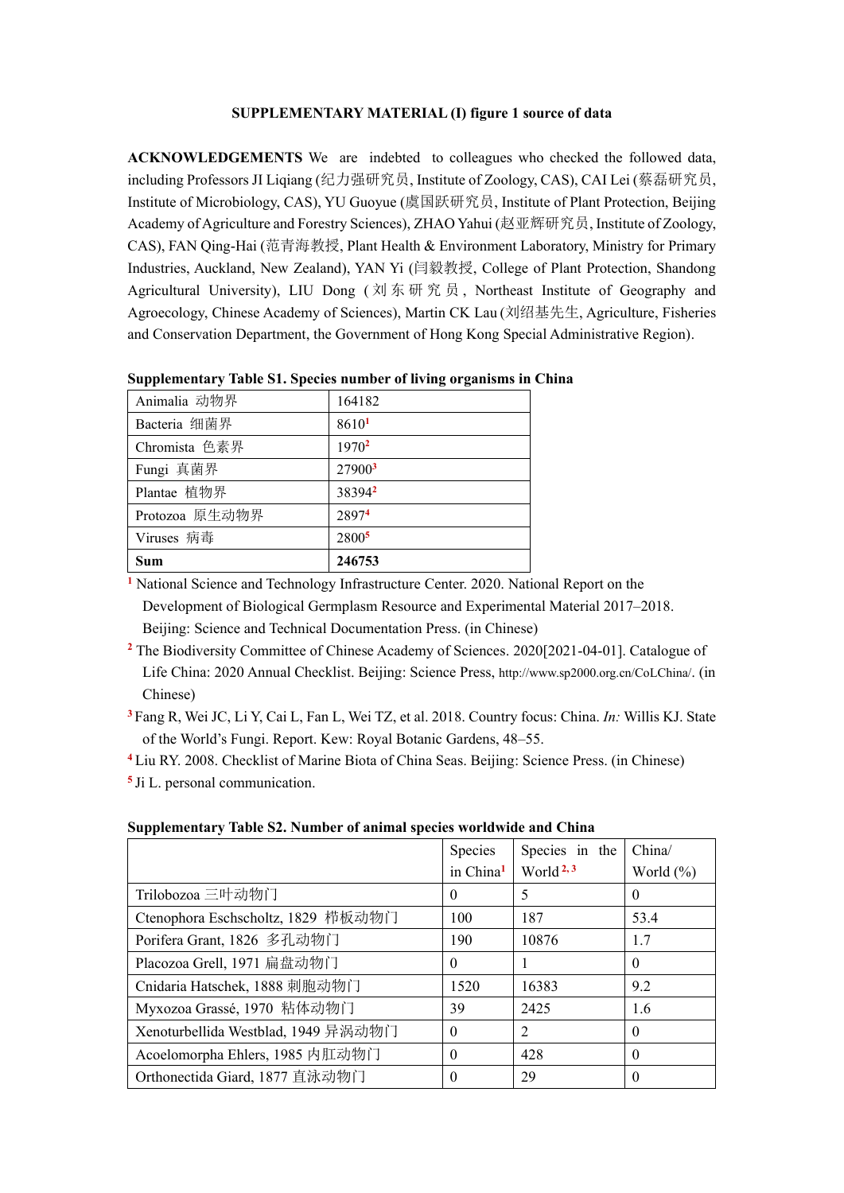**SUPPLEMENTARY MATERIAL (I) figure 1 source of data**

**ACKNOWLEDGEMENTS** We are indebted to colleagues who checked the followed data, including Professors JI Liqiang (纪力强研究员, Institute of Zoology, CAS), CAI Lei (蔡磊研究员, Institute of Microbiology, CAS), YU Guoyue (虞国跃研究员, Institute of Plant Protection, Beijing Academy of Agriculture and Forestry Sciences), ZHAO Yahui (赵亚辉研究员, Institute of Zoology, CAS), FAN Qing-Hai (范青海教授, Plant Health & Environment Laboratory, Ministry for Primary Industries, Auckland, New Zealand), YAN Yi (闫毅教授, College of Plant Protection, Shandong Agricultural University), LIU Dong (刘东研究员, Northeast Institute of Geography and Agroecology, Chinese Academy of Sciences), Martin CK Lau (刘绍基先生, Agriculture, Fisheries and Conservation Department, the Government of Hong Kong Special Administrative Region).

**Supplementary Table S1. Species number of living organisms in China**

| | |
|---|---|
| Animalia 动物界 | 164182 |
| Bacteria 细菌界 | 8610[1] |
| Chromista 色素界 | 1970[2] |
| Fungi 真菌界 | 27900[3] |
| Plantae 植物界 | 38394[2] |
| Protozoa 原生动物界 | 2897[4] |
| Viruses 病毒 | 2800[5] |
| **Sum** | **246753** |

[1] National Science and Technology Infrastructure Center. 2020. National Report on the Development of Biological Germplasm Resource and Experimental Material 2017–2018. Beijing: Science and Technical Documentation Press. (in Chinese)

[2] The Biodiversity Committee of Chinese Academy of Sciences. 2020[2021-04-01]. Catalogue of Life China: 2020 Annual Checklist. Beijing: Science Press, http://www.sp2000.org.cn/CoLChina/. (in Chinese)

[3] Fang R, Wei JC, Li Y, Cai L, Fan L, Wei TZ, et al. 2018. Country focus: China. *In:* Willis KJ. State of the World's Fungi. Report. Kew: Royal Botanic Gardens, 48–55.

[4] Liu RY. 2008. Checklist of Marine Biota of China Seas. Beijing: Science Press. (in Chinese)

[5] Ji L. personal communication.

**Supplementary Table S2. Number of animal species worldwide and China**

| | Species in China[1] | Species in the World[2,3] | China/World (%) |
|---|---|---|---|
| Trilobozoa 三叶动物门 | 0 | 5 | 0 |
| Ctenophora Eschscholtz, 1829 栉板动物门 | 100 | 187 | 53.4 |
| Porifera Grant, 1826 多孔动物门 | 190 | 10876 | 1.7 |
| Placozoa Grell, 1971 扁盘动物门 | 0 | 1 | 0 |
| Cnidaria Hatschek, 1888 刺胞动物门 | 1520 | 16383 | 9.2 |
| Myxozoa Grassé, 1970 粘体动物门 | 39 | 2425 | 1.6 |
| Xenoturbellida Westblad, 1949 异涡动物门 | 0 | 2 | 0 |
| Acoelomorpha Ehlers, 1985 内肛动物门 | 0 | 428 | 0 |
| Orthonectida Giard, 1877 直泳动物门 | 0 | 29 | 0 |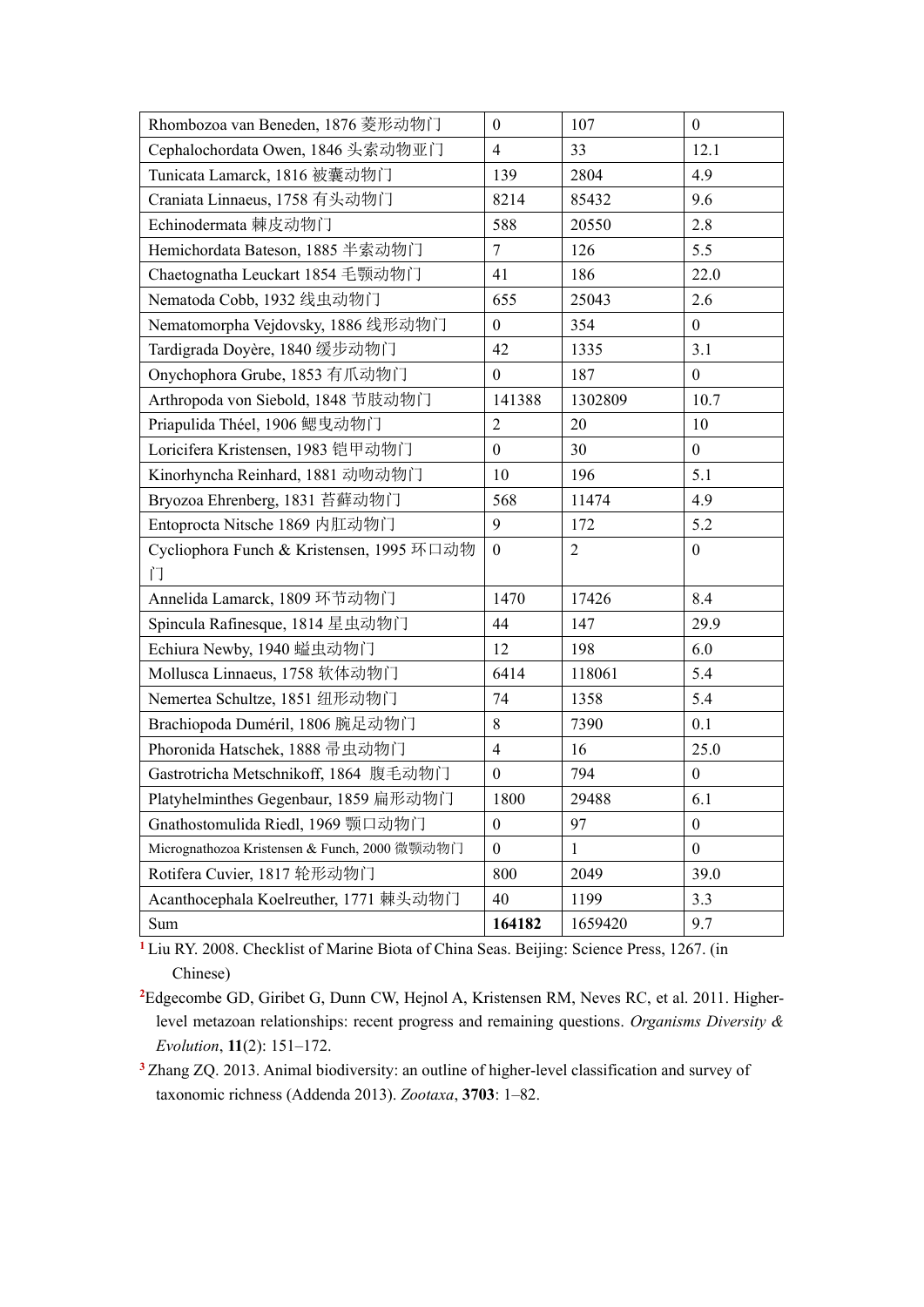| | | | |
|---|---|---|---|
| Rhombozoa van Beneden, 1876 菱形动物门 | 0 | 107 | 0 |
| Cephalochordata Owen, 1846 头索动物亚门 | 4 | 33 | 12.1 |
| Tunicata Lamarck, 1816 被囊动物门 | 139 | 2804 | 4.9 |
| Craniata Linnaeus, 1758 有头动物门 | 8214 | 85432 | 9.6 |
| Echinodermata 棘皮动物门 | 588 | 20550 | 2.8 |
| Hemichordata Bateson, 1885 半索动物门 | 7 | 126 | 5.5 |
| Chaetognatha Leuckart 1854 毛颚动物门 | 41 | 186 | 22.0 |
| Nematoda Cobb, 1932 线虫动物门 | 655 | 25043 | 2.6 |
| Nematomorpha Vejdovsky, 1886 线形动物门 | 0 | 354 | 0 |
| Tardigrada Doyère, 1840 缓步动物门 | 42 | 1335 | 3.1 |
| Onychophora Grube, 1853 有爪动物门 | 0 | 187 | 0 |
| Arthropoda von Siebold, 1848 节肢动物门 | 141388 | 1302809 | 10.7 |
| Priapulida Théel, 1906 鳃曳动物门 | 2 | 20 | 10 |
| Loricifera Kristensen, 1983 铠甲动物门 | 0 | 30 | 0 |
| Kinorhyncha Reinhard, 1881 动吻动物门 | 10 | 196 | 5.1 |
| Bryozoa Ehrenberg, 1831 苔藓动物门 | 568 | 11474 | 4.9 |
| Entoprocta Nitsche 1869 内肛动物门 | 9 | 172 | 5.2 |
| Cycliophora Funch & Kristensen, 1995 环口动物门 | 0 | 2 | 0 |
| Annelida Lamarck, 1809 环节动物门 | 1470 | 17426 | 8.4 |
| Spincula Rafinesque, 1814 星虫动物门 | 44 | 147 | 29.9 |
| Echiura Newby, 1940 螠虫动物门 | 12 | 198 | 6.0 |
| Mollusca Linnaeus, 1758 软体动物门 | 6414 | 118061 | 5.4 |
| Nemertea Schultze, 1851 纽形动物门 | 74 | 1358 | 5.4 |
| Brachiopoda Duméril, 1806 腕足动物门 | 8 | 7390 | 0.1 |
| Phoronida Hatschek, 1888 帚虫动物门 | 4 | 16 | 25.0 |
| Gastrotricha Metschnikoff, 1864 腹毛动物门 | 0 | 794 | 0 |
| Platyhelminthes Gegenbaur, 1859 扁形动物门 | 1800 | 29488 | 6.1 |
| Gnathostomulida Riedl, 1969 颚口动物门 | 0 | 97 | 0 |
| Micrognathozoa Kristensen & Funch, 2000 微颚动物门 | 0 | 1 | 0 |
| Rotifera Cuvier, 1817 轮形动物门 | 800 | 2049 | 39.0 |
| Acanthocephala Koelreuther, 1771 棘头动物门 | 40 | 1199 | 3.3 |
| Sum | **164182** | 1659420 | 9.7 |

[1] Liu RY. 2008. Checklist of Marine Biota of China Seas. Beijing: Science Press, 1267. (in Chinese)

[2] Edgecombe GD, Giribet G, Dunn CW, Hejnol A, Kristensen RM, Neves RC, et al. 2011. Higher-level metazoan relationships: recent progress and remaining questions. *Organisms Diversity & Evolution*, **11**(2): 151–172.

[3] Zhang ZQ. 2013. Animal biodiversity: an outline of higher-level classification and survey of taxonomic richness (Addenda 2013). *Zootaxa*, **3703**: 1–82.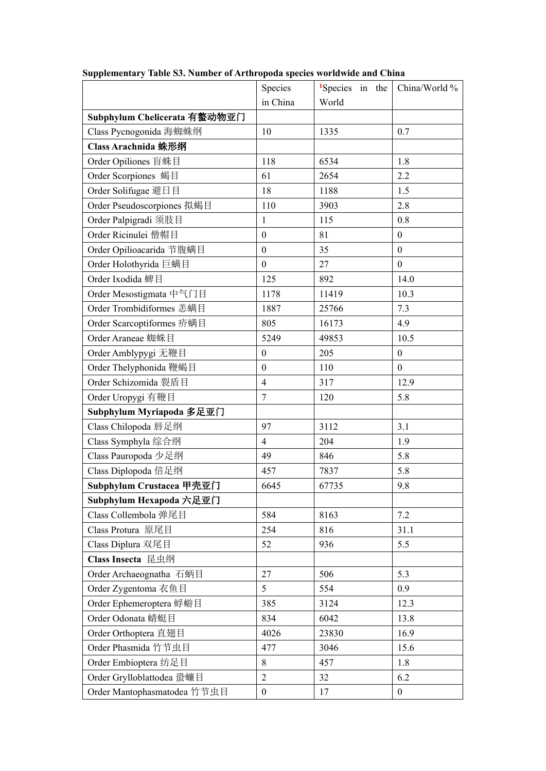**Supplementary Table S3. Number of Arthropoda species worldwide and China**

| | Species in China | [1]Species in the World | China/World % |
|---|---|---|---|
| **Subphylum Chelicerata 有螯动物亚门** | | | |
| Class Pycnogonida 海蜘蛛纲 | 10 | 1335 | 0.7 |
| **Class Arachnida 蛛形纲** | | | |
| Order Opiliones 盲蛛目 | 118 | 6534 | 1.8 |
| Order Scorpiones 蝎目 | 61 | 2654 | 2.2 |
| Order Solifugae 避日目 | 18 | 1188 | 1.5 |
| Order Pseudoscorpiones 拟蝎目 | 110 | 3903 | 2.8 |
| Order Palpigradi 须肢目 | 1 | 115 | 0.8 |
| Order Ricinulei 僧帽目 | 0 | 81 | 0 |
| Order Opilioacarida 节腹螨目 | 0 | 35 | 0 |
| Order Holothyrida 巨螨目 | 0 | 27 | 0 |
| Order Ixodida 蜱目 | 125 | 892 | 14.0 |
| Order Mesostigmata 中气门目 | 1178 | 11419 | 10.3 |
| Order Trombidiformes 恙螨目 | 1887 | 25766 | 7.3 |
| Order Scarcoptiformes 疥螨目 | 805 | 16173 | 4.9 |
| Order Araneae 蜘蛛目 | 5249 | 49853 | 10.5 |
| Order Amblypygi 无鞭目 | 0 | 205 | 0 |
| Order Thelyphonida 鞭蝎目 | 0 | 110 | 0 |
| Order Schizomida 裂盾目 | 4 | 317 | 12.9 |
| Order Uropygi 有鞭目 | 7 | 120 | 5.8 |
| **Subphylum Myriapoda 多足亚门** | | | |
| Class Chilopoda 唇足纲 | 97 | 3112 | 3.1 |
| Class Symphyla 综合纲 | 4 | 204 | 1.9 |
| Class Pauropoda 少足纲 | 49 | 846 | 5.8 |
| Class Diplopoda 倍足纲 | 457 | 7837 | 5.8 |
| **Subphylum Crustacea 甲壳亚门** | 6645 | 67735 | 9.8 |
| **Subphylum Hexapoda 六足亚门** | | | |
| Class Collembola 弹尾目 | 584 | 8163 | 7.2 |
| Class Protura 原尾目 | 254 | 816 | 31.1 |
| Class Diplura 双尾目 | 52 | 936 | 5.5 |
| **Class Insecta 昆虫纲** | | | |
| Order Archaeognatha 石蛃目 | 27 | 506 | 5.3 |
| Order Zygentoma 衣鱼目 | 5 | 554 | 0.9 |
| Order Ephemeroptera 蜉蝣目 | 385 | 3124 | 12.3 |
| Order Odonata 蜻蜓目 | 834 | 6042 | 13.8 |
| Order Orthoptera 直翅目 | 4026 | 23830 | 16.9 |
| Order Phasmida 竹节虫目 | 477 | 3046 | 15.6 |
| Order Embioptera 纺足目 | 8 | 457 | 1.8 |
| Order Grylloblattodea 蛩蠊目 | 2 | 32 | 6.2 |
| Order Mantophasmatodea 竹节虫目 | 0 | 17 | 0 |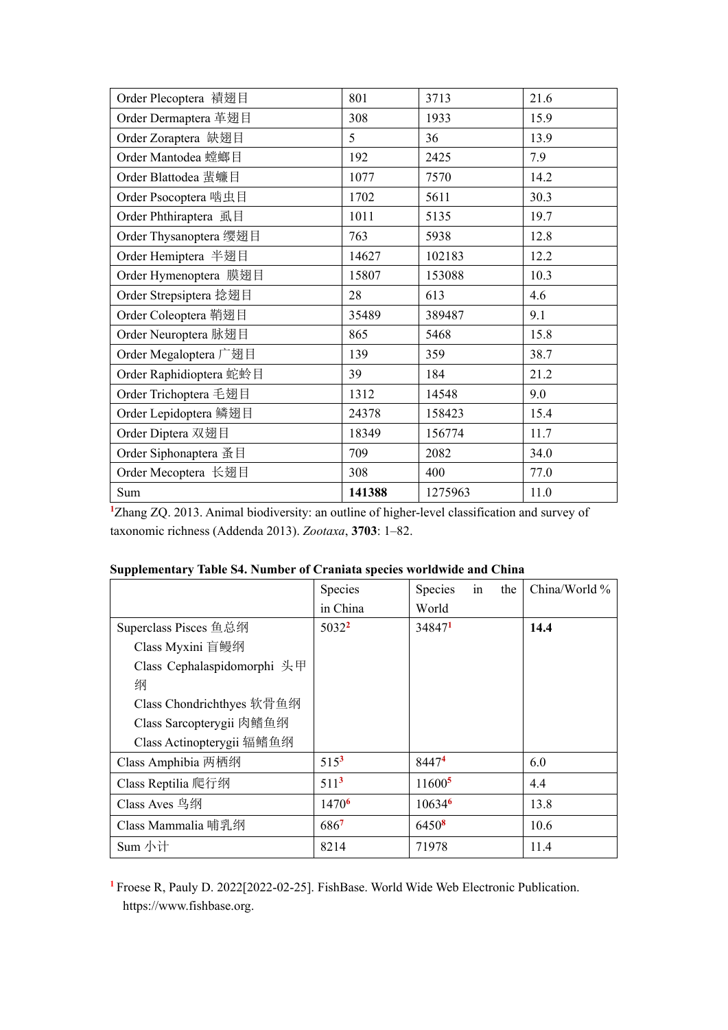| | | | |
|---|---|---|---|
| Order Plecoptera 襀翅目 | 801 | 3713 | 21.6 |
| Order Dermaptera 革翅目 | 308 | 1933 | 15.9 |
| Order Zoraptera 缺翅目 | 5 | 36 | 13.9 |
| Order Mantodea 螳螂目 | 192 | 2425 | 7.9 |
| Order Blattodea 蜚蠊目 | 1077 | 7570 | 14.2 |
| Order Psocoptera 啮虫目 | 1702 | 5611 | 30.3 |
| Order Phthiraptera 虱目 | 1011 | 5135 | 19.7 |
| Order Thysanoptera 缨翅目 | 763 | 5938 | 12.8 |
| Order Hemiptera 半翅目 | 14627 | 102183 | 12.2 |
| Order Hymenoptera 膜翅目 | 15807 | 153088 | 10.3 |
| Order Strepsiptera 捻翅目 | 28 | 613 | 4.6 |
| Order Coleoptera 鞘翅目 | 35489 | 389487 | 9.1 |
| Order Neuroptera 脉翅目 | 865 | 5468 | 15.8 |
| Order Megaloptera 广翅目 | 139 | 359 | 38.7 |
| Order Raphidioptera 蛇蛉目 | 39 | 184 | 21.2 |
| Order Trichoptera 毛翅目 | 1312 | 14548 | 9.0 |
| Order Lepidoptera 鳞翅目 | 24378 | 158423 | 15.4 |
| Order Diptera 双翅目 | 18349 | 156774 | 11.7 |
| Order Siphonaptera 蚤目 | 709 | 2082 | 34.0 |
| Order Mecoptera 长翅目 | 308 | 400 | 77.0 |
| Sum | **141388** | 1275963 | 11.0 |

[1]Zhang ZQ. 2013. Animal biodiversity: an outline of higher-level classification and survey of taxonomic richness (Addenda 2013). *Zootaxa*, **3703**: 1–82.

**Supplementary Table S4. Number of Craniata species worldwide and China**

| | Species in China | Species in the World | China/World % |
|---|---|---|---|
| Superclass Pisces 鱼总纲<br>Class Myxini 盲鳗纲<br>Class Cephalaspidomorphi 头甲纲<br>Class Chondrichthyes 软骨鱼纲<br>Class Sarcopterygii 肉鳍鱼纲<br>Class Actinopterygii 辐鳍鱼纲 | 5032[2] | 34847[1] | **14.4** |
| Class Amphibia 两栖纲 | 515[3] | 8447[4] | 6.0 |
| Class Reptilia 爬行纲 | 511[3] | 11600[5] | 4.4 |
| Class Aves 鸟纲 | 1470[6] | 10634[6] | 13.8 |
| Class Mammalia 哺乳纲 | 686[7] | 6450[8] | 10.6 |
| Sum 小计 | 8214 | 71978 | 11.4 |

[1] Froese R, Pauly D. 2022[2022-02-25]. FishBase. World Wide Web Electronic Publication. https://www.fishbase.org.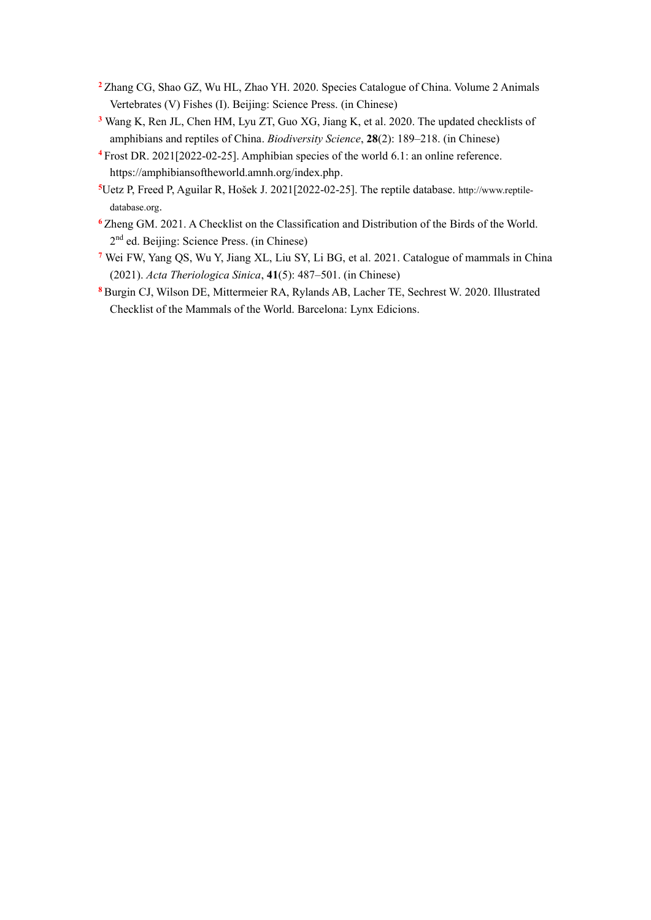[2] Zhang CG, Shao GZ, Wu HL, Zhao YH. 2020. Species Catalogue of China. Volume 2 Animals Vertebrates (V) Fishes (I). Beijing: Science Press. (in Chinese)

[3] Wang K, Ren JL, Chen HM, Lyu ZT, Guo XG, Jiang K, et al. 2020. The updated checklists of amphibians and reptiles of China. *Biodiversity Science*, **28**(2): 189–218. (in Chinese)

[4] Frost DR. 2021[2022-02-25]. Amphibian species of the world 6.1: an online reference. https://amphibiansoftheworld.amnh.org/index.php.

[5] Uetz P, Freed P, Aguilar R, Hošek J. 2021[2022-02-25]. The reptile database. http://www.reptile-database.org.

[6] Zheng GM. 2021. A Checklist on the Classification and Distribution of the Birds of the World. 2nd ed. Beijing: Science Press. (in Chinese)

[7] Wei FW, Yang QS, Wu Y, Jiang XL, Liu SY, Li BG, et al. 2021. Catalogue of mammals in China (2021). *Acta Theriologica Sinica*, **41**(5): 487–501. (in Chinese)

[8] Burgin CJ, Wilson DE, Mittermeier RA, Rylands AB, Lacher TE, Sechrest W. 2020. Illustrated Checklist of the Mammals of the World. Barcelona: Lynx Edicions.